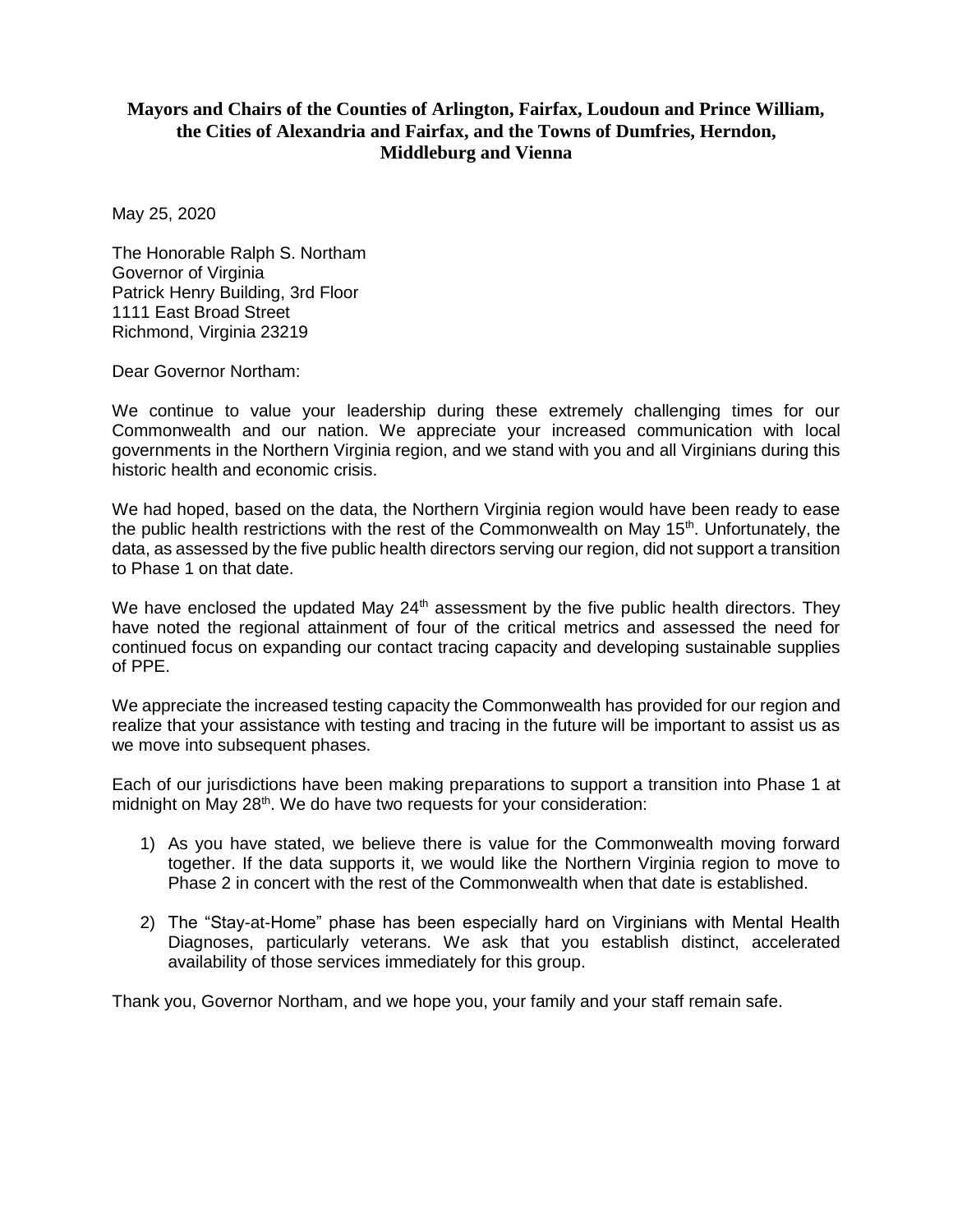**Mayors and Chairs of the Counties of Arlington, Fairfax, Loudoun and Prince William, the Cities of Alexandria and Fairfax, and the Towns of Dumfries, Herndon, Middleburg and Vienna**

May 25, 2020

The Honorable Ralph S. Northam
Governor of Virginia
Patrick Henry Building, 3rd Floor
1111 East Broad Street
Richmond, Virginia 23219

Dear Governor Northam:

We continue to value your leadership during these extremely challenging times for our Commonwealth and our nation. We appreciate your increased communication with local governments in the Northern Virginia region, and we stand with you and all Virginians during this historic health and economic crisis.

We had hoped, based on the data, the Northern Virginia region would have been ready to ease the public health restrictions with the rest of the Commonwealth on May 15th. Unfortunately, the data, as assessed by the five public health directors serving our region, did not support a transition to Phase 1 on that date.

We have enclosed the updated May 24th assessment by the five public health directors. They have noted the regional attainment of four of the critical metrics and assessed the need for continued focus on expanding our contact tracing capacity and developing sustainable supplies of PPE.

We appreciate the increased testing capacity the Commonwealth has provided for our region and realize that your assistance with testing and tracing in the future will be important to assist us as we move into subsequent phases.

Each of our jurisdictions have been making preparations to support a transition into Phase 1 at midnight on May 28th. We do have two requests for your consideration:

1) As you have stated, we believe there is value for the Commonwealth moving forward together. If the data supports it, we would like the Northern Virginia region to move to Phase 2 in concert with the rest of the Commonwealth when that date is established.
2) The "Stay-at-Home" phase has been especially hard on Virginians with Mental Health Diagnoses, particularly veterans. We ask that you establish distinct, accelerated availability of those services immediately for this group.

Thank you, Governor Northam, and we hope you, your family and your staff remain safe.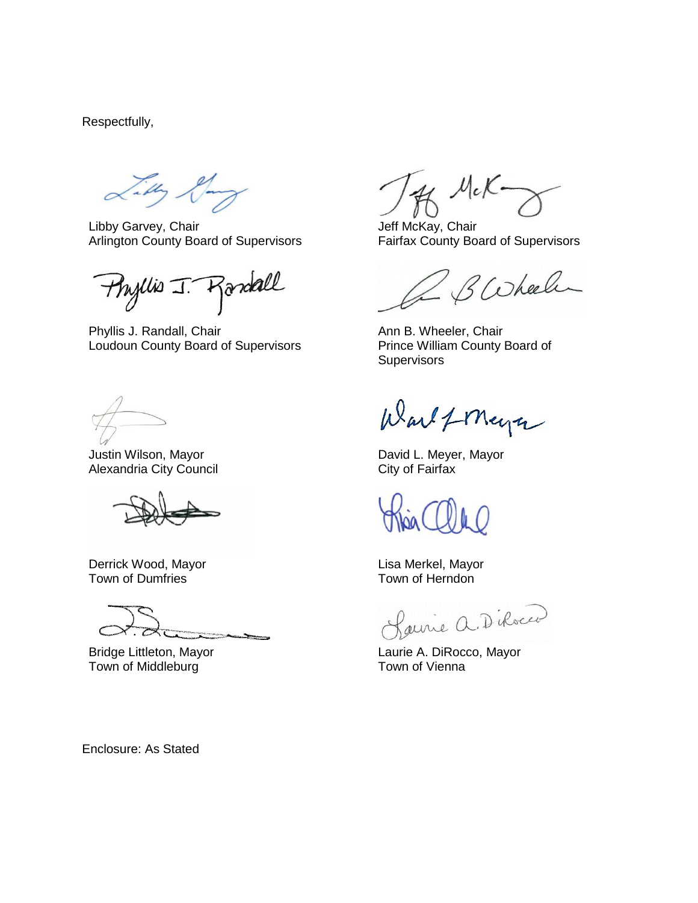Respectfully,

Libby Garvey, Chair
Arlington County Board of Supervisors

Jeff McKay, Chair
Fairfax County Board of Supervisors

Phyllis J. Randall, Chair
Loudoun County Board of Supervisors

Ann B. Wheeler, Chair
Prince William County Board of Supervisors

Justin Wilson, Mayor
Alexandria City Council

David L. Meyer, Mayor
City of Fairfax

Derrick Wood, Mayor
Town of Dumfries

Lisa Merkel, Mayor
Town of Herndon

Bridge Littleton, Mayor
Town of Middleburg

Laurie A. DiRocco, Mayor
Town of Vienna

Enclosure: As Stated